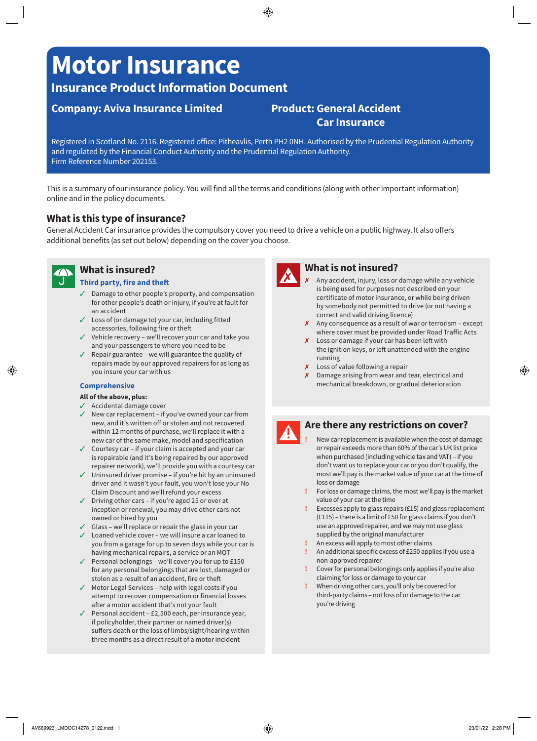# Motor Insurance

## Insurance Product Information Document

**Company: Aviva Insurance Limited**

**Product: General Accident Car Insurance**

Registered in Scotland No. 2116. Registered office: Pitheavlis, Perth PH2 0NH. Authorised by the Prudential Regulation Authority and regulated by the Financial Conduct Authority and the Prudential Regulation Authority.
Firm Reference Number 202153.

This is a summary of our insurance policy. You will find all the terms and conditions (along with other important information) online and in the policy documents.

## What is this type of insurance?

General Accident Car insurance provides the compulsory cover you need to drive a vehicle on a public highway. It also offers additional benefits (as set out below) depending on the cover you choose.

## What is insured?

### Third party, fire and theft

- ✓ Damage to other people's property, and compensation for other people's death or injury, if you're at fault for an accident
- ✓ Loss of (or damage to) your car, including fitted accessories, following fire or theft
- ✓ Vehicle recovery – we'll recover your car and take you and your passengers to where you need to be
- ✓ Repair guarantee – we will guarantee the quality of repairs made by our approved repairers for as long as you insure your car with us

### Comprehensive

**All of the above, plus:**

- ✓ Accidental damage cover
- ✓ New car replacement – if you've owned your car from new, and it's written off or stolen and not recovered within 12 months of purchase, we'll replace it with a new car of the same make, model and specification
- ✓ Courtesy car – if your claim is accepted and your car is repairable (and it's being repaired by our approved repairer network), we'll provide you with a courtesy car
- ✓ Uninsured driver promise – if you're hit by an uninsured driver and it wasn't your fault, you won't lose your No Claim Discount and we'll refund your excess
- ✓ Driving other cars – if you're aged 25 or over at inception or renewal, you may drive other cars not owned or hired by you
- ✓ Glass – we'll replace or repair the glass in your car
- ✓ Loaned vehicle cover – we will insure a car loaned to you from a garage for up to seven days while your car is having mechanical repairs, a service or an MOT
- ✓ Personal belongings – we'll cover you for up to £150 for any personal belongings that are lost, damaged or stolen as a result of an accident, fire or theft
- ✓ Motor Legal Services – help with legal costs if you attempt to recover compensation or financial losses after a motor accident that's not your fault
- ✓ Personal accident – £2,500 each, per insurance year, if policyholder, their partner or named driver(s) suffers death or the loss of limbs/sight/hearing within three months as a direct result of a motor incident

## What is not insured?

- ✗ Any accident, injury, loss or damage while any vehicle is being used for purposes not described on your certificate of motor insurance, or while being driven by somebody not permitted to drive (or not having a correct and valid driving licence)
- ✗ Any consequence as a result of war or terrorism – except where cover must be provided under Road Traffic Acts
- ✗ Loss or damage if your car has been left with the ignition keys, or left unattended with the engine running
- ✗ Loss of value following a repair
- ✗ Damage arising from wear and tear, electrical and mechanical breakdown, or gradual deterioration

## Are there any restrictions on cover?

- ! New car replacement is available when the cost of damage or repair exceeds more than 60% of the car's UK list price when purchased (including vehicle tax and VAT) – if you don't want us to replace your car or you don't qualify, the most we'll pay is the market value of your car at the time of loss or damage
- ! For loss or damage claims, the most we'll pay is the market value of your car at the time
- ! Excesses apply to glass repairs (£15) and glass replacement (£115) – there is a limit of £50 for glass claims if you don't use an approved repairer, and we may not use glass supplied by the original manufacturer
- ! An excess will apply to most other claims
- ! An additional specific excess of £250 applies if you use a non-approved repairer
- ! Cover for personal belongings only applies if you're also claiming for loss or damage to your car
- ! When driving other cars, you'll only be covered for third-party claims – not loss of or damage to the car you're driving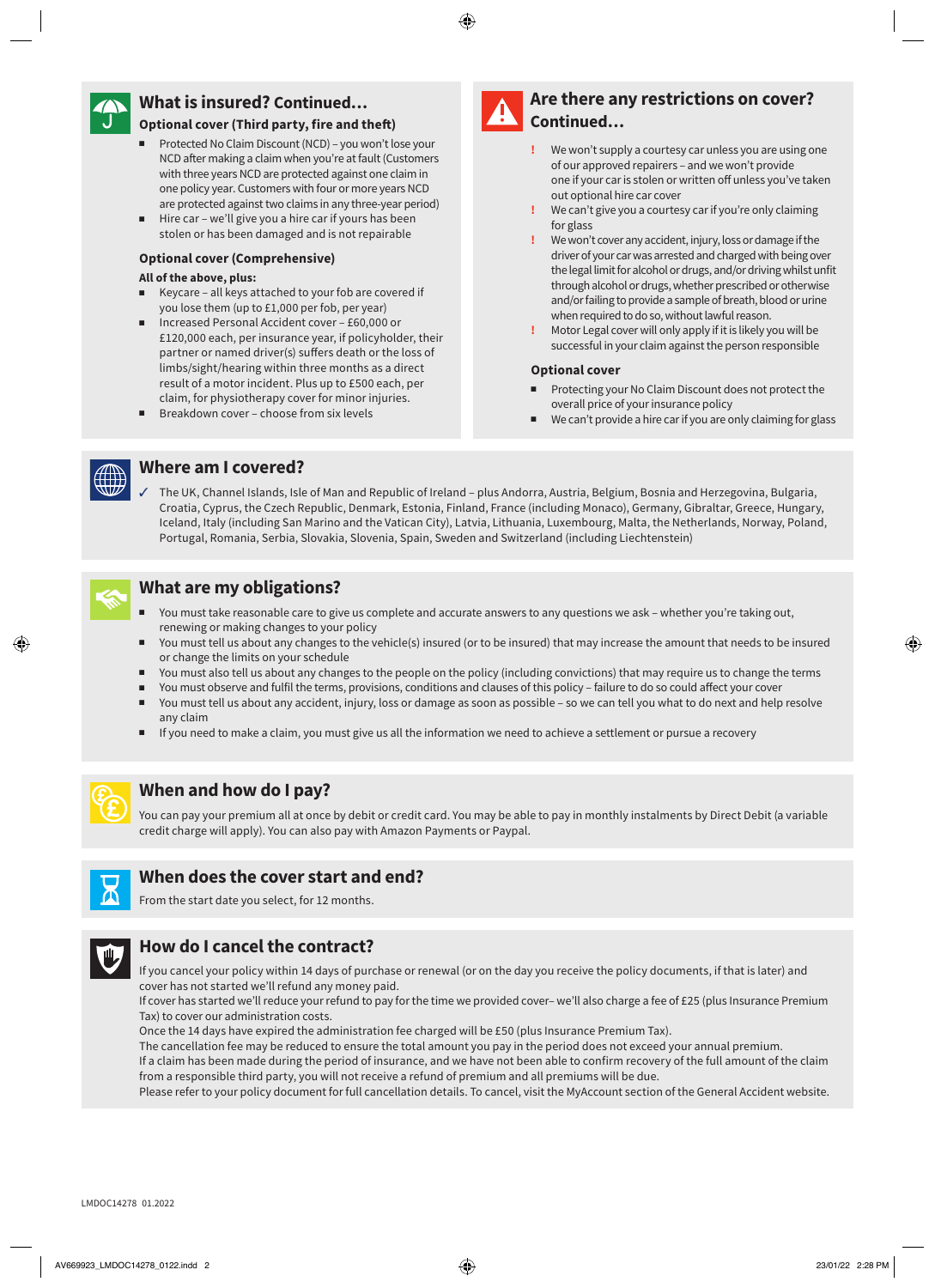## What is insured? Continued...

### Optional cover (Third party, fire and theft)

- Protected No Claim Discount (NCD) – you won't lose your NCD after making a claim when you're at fault (Customers with three years NCD are protected against one claim in one policy year. Customers with four or more years NCD are protected against two claims in any three-year period)
- Hire car – we'll give you a hire car if yours has been stolen or has been damaged and is not repairable

### Optional cover (Comprehensive)

**All of the above, plus:**

- Keycare – all keys attached to your fob are covered if you lose them (up to £1,000 per fob, per year)
- Increased Personal Accident cover – £60,000 or £120,000 each, per insurance year, if policyholder, their partner or named driver(s) suffers death or the loss of limbs/sight/hearing within three months as a direct result of a motor incident. Plus up to £500 each, per claim, for physiotherapy cover for minor injuries.
- Breakdown cover – choose from six levels

## Are there any restrictions on cover? Continued...

! We won't supply a courtesy car unless you are using one of our approved repairers – and we won't provide one if your car is stolen or written off unless you've taken out optional hire car cover

! We can't give you a courtesy car if you're only claiming for glass

! We won't cover any accident, injury, loss or damage if the driver of your car was arrested and charged with being over the legal limit for alcohol or drugs, and/or driving whilst unfit through alcohol or drugs, whether prescribed or otherwise and/or failing to provide a sample of breath, blood or urine when required to do so, without lawful reason.

! Motor Legal cover will only apply if it is likely you will be successful in your claim against the person responsible

### Optional cover

- Protecting your No Claim Discount does not protect the overall price of your insurance policy
- We can't provide a hire car if you are only claiming for glass

## Where am I covered?

✓ The UK, Channel Islands, Isle of Man and Republic of Ireland – plus Andorra, Austria, Belgium, Bosnia and Herzegovina, Bulgaria, Croatia, Cyprus, the Czech Republic, Denmark, Estonia, Finland, France (including Monaco), Germany, Gibraltar, Greece, Hungary, Iceland, Italy (including San Marino and the Vatican City), Latvia, Lithuania, Luxembourg, Malta, the Netherlands, Norway, Poland, Portugal, Romania, Serbia, Slovakia, Slovenia, Spain, Sweden and Switzerland (including Liechtenstein)

## What are my obligations?

- You must take reasonable care to give us complete and accurate answers to any questions we ask – whether you're taking out, renewing or making changes to your policy
- You must tell us about any changes to the vehicle(s) insured (or to be insured) that may increase the amount that needs to be insured or change the limits on your schedule
- You must also tell us about any changes to the people on the policy (including convictions) that may require us to change the terms
- You must observe and fulfil the terms, provisions, conditions and clauses of this policy – failure to do so could affect your cover
- You must tell us about any accident, injury, loss or damage as soon as possible – so we can tell you what to do next and help resolve any claim
- If you need to make a claim, you must give us all the information we need to achieve a settlement or pursue a recovery

## When and how do I pay?

You can pay your premium all at once by debit or credit card. You may be able to pay in monthly instalments by Direct Debit (a variable credit charge will apply). You can also pay with Amazon Payments or Paypal.

## When does the cover start and end?

From the start date you select, for 12 months.

## How do I cancel the contract?

If you cancel your policy within 14 days of purchase or renewal (or on the day you receive the policy documents, if that is later) and cover has not started we'll refund any money paid.
If cover has started we'll reduce your refund to pay for the time we provided cover– we'll also charge a fee of £25 (plus Insurance Premium Tax) to cover our administration costs.
Once the 14 days have expired the administration fee charged will be £50 (plus Insurance Premium Tax).
The cancellation fee may be reduced to ensure the total amount you pay in the period does not exceed your annual premium.
If a claim has been made during the period of insurance, and we have not been able to confirm recovery of the full amount of the claim from a responsible third party, you will not receive a refund of premium and all premiums will be due.
Please refer to your policy document for full cancellation details. To cancel, visit the MyAccount section of the General Accident website.

LMDOC14278 01.2022